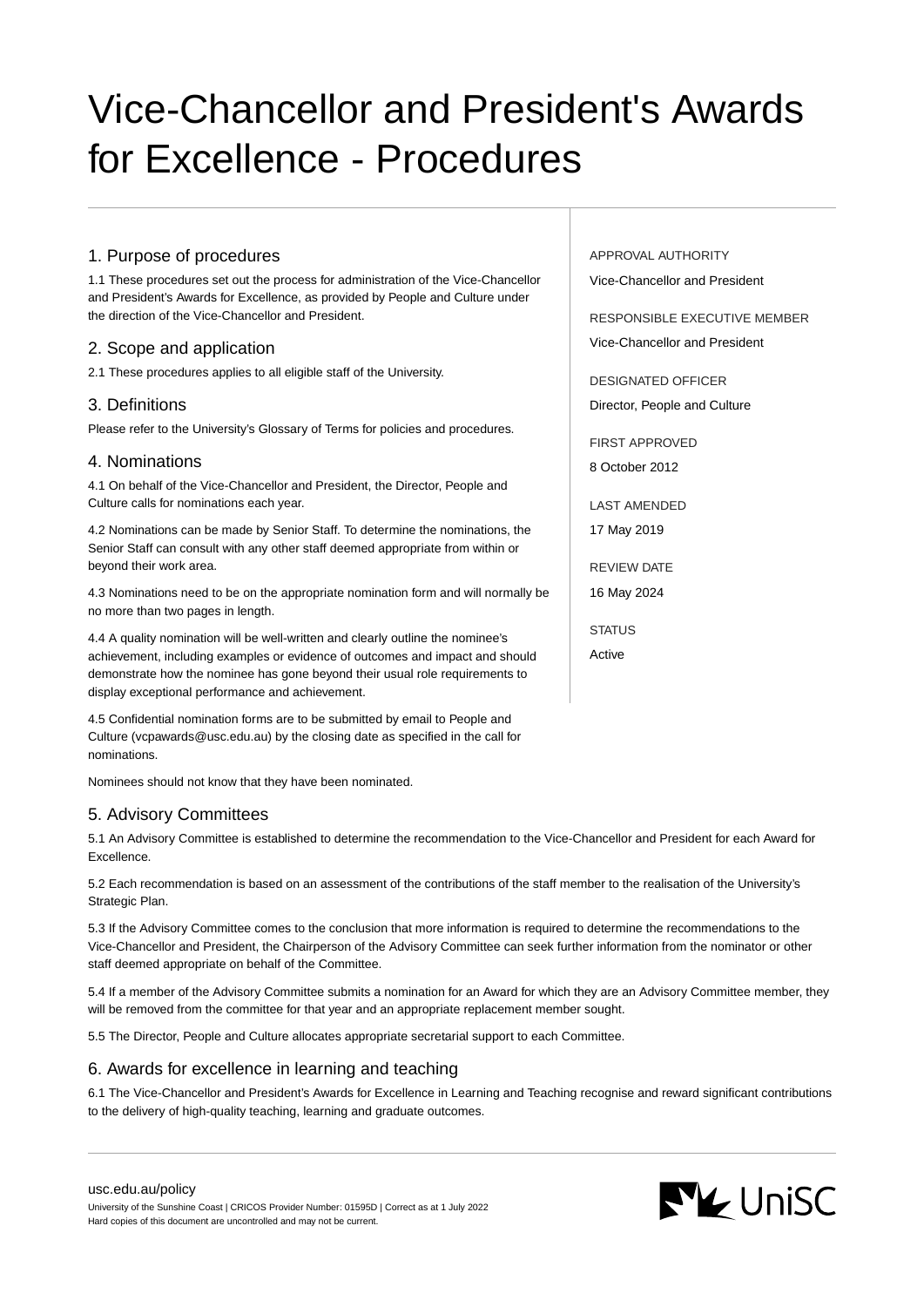# Vice-Chancellor and President's Awards for Excellence - Procedures

APPROVAL AUTHORITY

Vice-Chancellor and President

RESPONSIBLE EXECUTIVE MEMBER

Vice-Chancellor and President

DESIGNATED OFFICER

Director, People and Culture

FIRST APPROVED

8 October 2012

LAST AMENDED

17 May 2019

REVIEW DATE

16 May 2024

STATUS

Active

## 1. Purpose of procedures

1.1 These procedures set out the process for administration of the Vice-Chancellor and President's Awards for Excellence, as provided by People and Culture under the direction of the Vice-Chancellor and President.

## 2. Scope and application

2.1 These procedures applies to all eligible staff of the University.

## 3. Definitions

Please refer to the University's Glossary of Terms for policies and procedures.

## 4. Nominations

4.1 On behalf of the Vice-Chancellor and President, the Director, People and Culture calls for nominations each year.

4.2 Nominations can be made by Senior Staff. To determine the nominations, the Senior Staff can consult with any other staff deemed appropriate from within or beyond their work area.

4.3 Nominations need to be on the appropriate nomination form and will normally be no more than two pages in length.

4.4 A quality nomination will be well-written and clearly outline the nominee's achievement, including examples or evidence of outcomes and impact and should demonstrate how the nominee has gone beyond their usual role requirements to display exceptional performance and achievement.

4.5 Confidential nomination forms are to be submitted by email to People and Culture (vcpawards@usc.edu.au) by the closing date as specified in the call for nominations.

Nominees should not know that they have been nominated.

## 5. Advisory Committees

5.1 An Advisory Committee is established to determine the recommendation to the Vice-Chancellor and President for each Award for Excellence.

5.2 Each recommendation is based on an assessment of the contributions of the staff member to the realisation of the University's Strategic Plan.

5.3 If the Advisory Committee comes to the conclusion that more information is required to determine the recommendations to the Vice-Chancellor and President, the Chairperson of the Advisory Committee can seek further information from the nominator or other staff deemed appropriate on behalf of the Committee.

5.4 If a member of the Advisory Committee submits a nomination for an Award for which they are an Advisory Committee member, they will be removed from the committee for that year and an appropriate replacement member sought.

5.5 The Director, People and Culture allocates appropriate secretarial support to each Committee.

## 6. Awards for excellence in learning and teaching

6.1 The Vice-Chancellor and President's Awards for Excellence in Learning and Teaching recognise and reward significant contributions to the delivery of high-quality teaching, learning and graduate outcomes.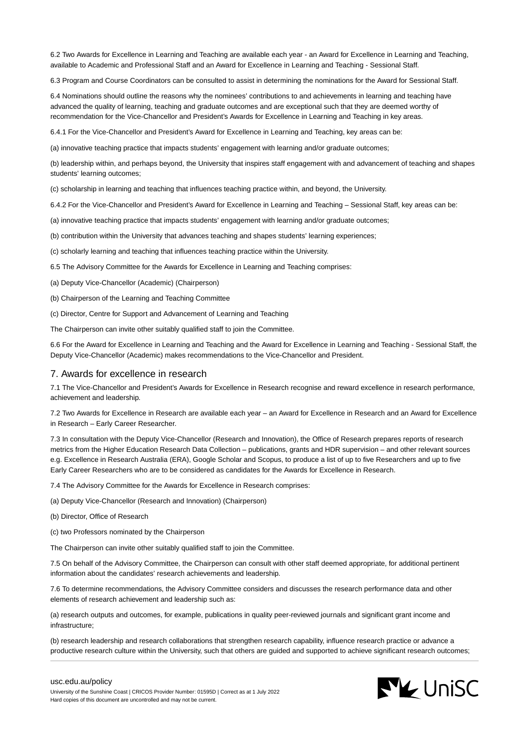6.2 Two Awards for Excellence in Learning and Teaching are available each year - an Award for Excellence in Learning and Teaching, available to Academic and Professional Staff and an Award for Excellence in Learning and Teaching - Sessional Staff.

6.3 Program and Course Coordinators can be consulted to assist in determining the nominations for the Award for Sessional Staff.

6.4 Nominations should outline the reasons why the nominees' contributions to and achievements in learning and teaching have advanced the quality of learning, teaching and graduate outcomes and are exceptional such that they are deemed worthy of recommendation for the Vice-Chancellor and President's Awards for Excellence in Learning and Teaching in key areas.

6.4.1 For the Vice-Chancellor and President's Award for Excellence in Learning and Teaching, key areas can be:

(a) innovative teaching practice that impacts students' engagement with learning and/or graduate outcomes;

(b) leadership within, and perhaps beyond, the University that inspires staff engagement with and advancement of teaching and shapes students' learning outcomes;

(c) scholarship in learning and teaching that influences teaching practice within, and beyond, the University.

6.4.2 For the Vice-Chancellor and President's Award for Excellence in Learning and Teaching – Sessional Staff, key areas can be:

(a) innovative teaching practice that impacts students' engagement with learning and/or graduate outcomes;

(b) contribution within the University that advances teaching and shapes students' learning experiences;

(c) scholarly learning and teaching that influences teaching practice within the University.

6.5 The Advisory Committee for the Awards for Excellence in Learning and Teaching comprises:

(a) Deputy Vice-Chancellor (Academic) (Chairperson)

(b) Chairperson of the Learning and Teaching Committee

(c) Director, Centre for Support and Advancement of Learning and Teaching

The Chairperson can invite other suitably qualified staff to join the Committee.

6.6 For the Award for Excellence in Learning and Teaching and the Award for Excellence in Learning and Teaching - Sessional Staff, the Deputy Vice-Chancellor (Academic) makes recommendations to the Vice-Chancellor and President.

## 7. Awards for excellence in research

7.1 The Vice-Chancellor and President's Awards for Excellence in Research recognise and reward excellence in research performance, achievement and leadership.

7.2 Two Awards for Excellence in Research are available each year – an Award for Excellence in Research and an Award for Excellence in Research – Early Career Researcher.

7.3 In consultation with the Deputy Vice-Chancellor (Research and Innovation), the Office of Research prepares reports of research metrics from the Higher Education Research Data Collection – publications, grants and HDR supervision – and other relevant sources e.g. Excellence in Research Australia (ERA), Google Scholar and Scopus, to produce a list of up to five Researchers and up to five Early Career Researchers who are to be considered as candidates for the Awards for Excellence in Research.

7.4 The Advisory Committee for the Awards for Excellence in Research comprises:

(a) Deputy Vice-Chancellor (Research and Innovation) (Chairperson)

(b) Director, Office of Research

(c) two Professors nominated by the Chairperson

The Chairperson can invite other suitably qualified staff to join the Committee.

7.5 On behalf of the Advisory Committee, the Chairperson can consult with other staff deemed appropriate, for additional pertinent information about the candidates' research achievements and leadership.

7.6 To determine recommendations, the Advisory Committee considers and discusses the research performance data and other elements of research achievement and leadership such as:

(a) research outputs and outcomes, for example, publications in quality peer-reviewed journals and significant grant income and infrastructure;

(b) research leadership and research collaborations that strengthen research capability, influence research practice or advance a productive research culture within the University, such that others are guided and supported to achieve significant research outcomes;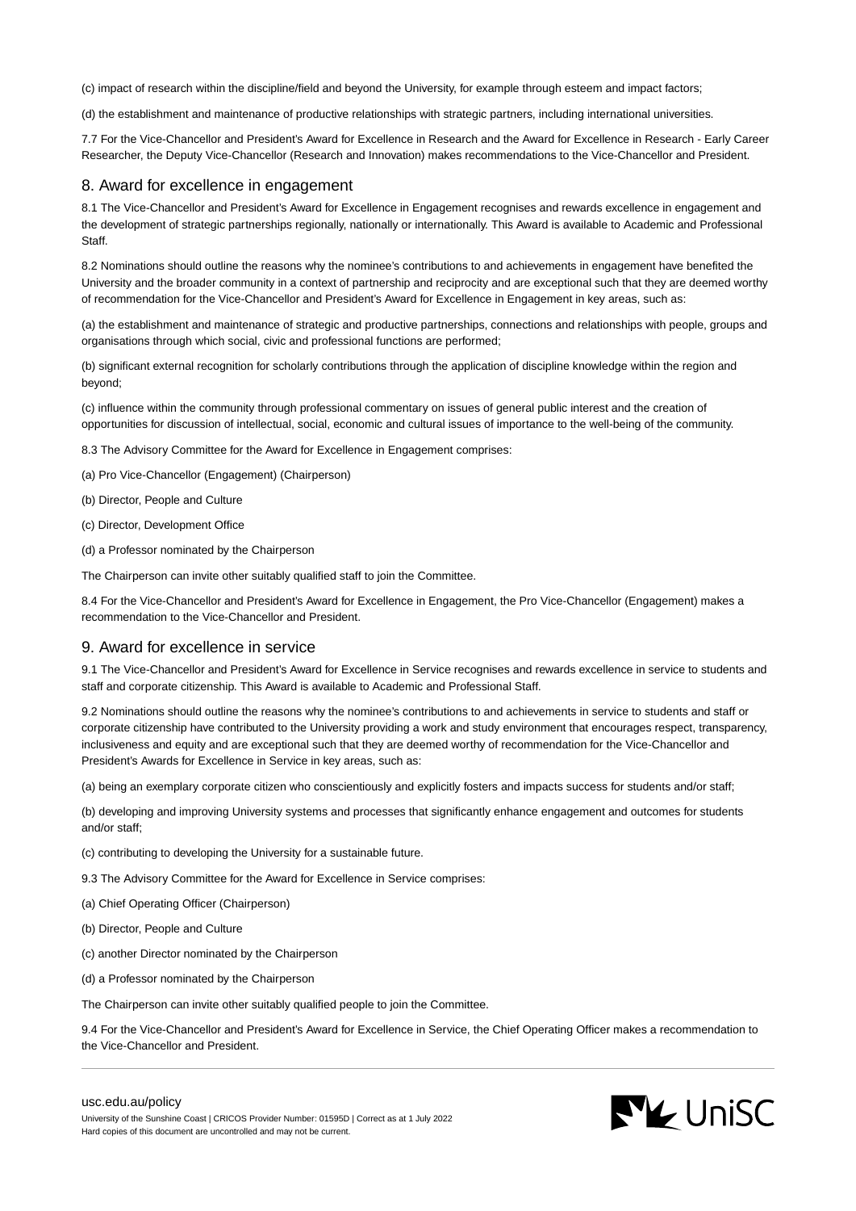(c) impact of research within the discipline/field and beyond the University, for example through esteem and impact factors;

(d) the establishment and maintenance of productive relationships with strategic partners, including international universities.

7.7 For the Vice-Chancellor and President's Award for Excellence in Research and the Award for Excellence in Research - Early Career Researcher, the Deputy Vice-Chancellor (Research and Innovation) makes recommendations to the Vice-Chancellor and President.

## 8. Award for excellence in engagement

8.1 The Vice-Chancellor and President's Award for Excellence in Engagement recognises and rewards excellence in engagement and the development of strategic partnerships regionally, nationally or internationally. This Award is available to Academic and Professional Staff.

8.2 Nominations should outline the reasons why the nominee's contributions to and achievements in engagement have benefited the University and the broader community in a context of partnership and reciprocity and are exceptional such that they are deemed worthy of recommendation for the Vice-Chancellor and President's Award for Excellence in Engagement in key areas, such as:

(a) the establishment and maintenance of strategic and productive partnerships, connections and relationships with people, groups and organisations through which social, civic and professional functions are performed;

(b) significant external recognition for scholarly contributions through the application of discipline knowledge within the region and beyond;

(c) influence within the community through professional commentary on issues of general public interest and the creation of opportunities for discussion of intellectual, social, economic and cultural issues of importance to the well-being of the community.

8.3 The Advisory Committee for the Award for Excellence in Engagement comprises:

(a) Pro Vice-Chancellor (Engagement) (Chairperson)

(b) Director, People and Culture

(c) Director, Development Office

(d) a Professor nominated by the Chairperson

The Chairperson can invite other suitably qualified staff to join the Committee.

8.4 For the Vice-Chancellor and President's Award for Excellence in Engagement, the Pro Vice-Chancellor (Engagement) makes a recommendation to the Vice-Chancellor and President.

## 9. Award for excellence in service

9.1 The Vice-Chancellor and President's Award for Excellence in Service recognises and rewards excellence in service to students and staff and corporate citizenship. This Award is available to Academic and Professional Staff.

9.2 Nominations should outline the reasons why the nominee's contributions to and achievements in service to students and staff or corporate citizenship have contributed to the University providing a work and study environment that encourages respect, transparency, inclusiveness and equity and are exceptional such that they are deemed worthy of recommendation for the Vice-Chancellor and President's Awards for Excellence in Service in key areas, such as:

(a) being an exemplary corporate citizen who conscientiously and explicitly fosters and impacts success for students and/or staff;

(b) developing and improving University systems and processes that significantly enhance engagement and outcomes for students and/or staff;

(c) contributing to developing the University for a sustainable future.

9.3 The Advisory Committee for the Award for Excellence in Service comprises:

(a) Chief Operating Officer (Chairperson)

(b) Director, People and Culture

(c) another Director nominated by the Chairperson

(d) a Professor nominated by the Chairperson

The Chairperson can invite other suitably qualified people to join the Committee.

9.4 For the Vice-Chancellor and President's Award for Excellence in Service, the Chief Operating Officer makes a recommendation to the Vice-Chancellor and President.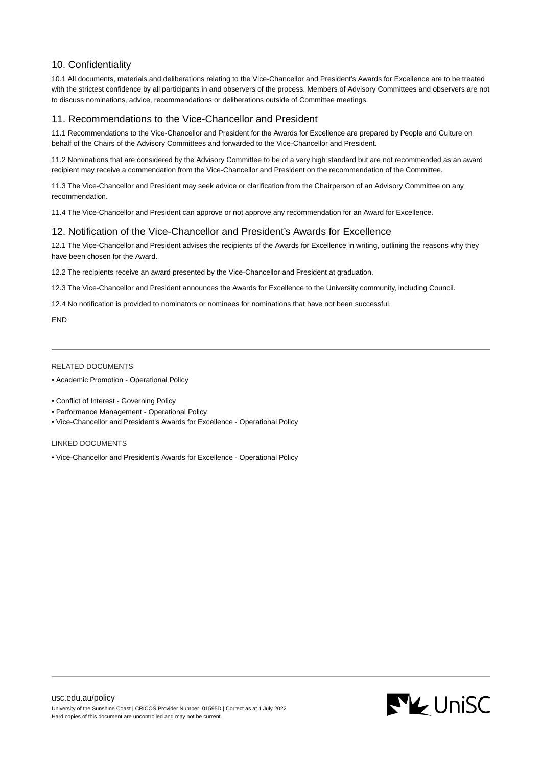## 10. Confidentiality

10.1 All documents, materials and deliberations relating to the Vice-Chancellor and President's Awards for Excellence are to be treated with the strictest confidence by all participants in and observers of the process. Members of Advisory Committees and observers are not to discuss nominations, advice, recommendations or deliberations outside of Committee meetings.

## 11. Recommendations to the Vice-Chancellor and President

11.1 Recommendations to the Vice-Chancellor and President for the Awards for Excellence are prepared by People and Culture on behalf of the Chairs of the Advisory Committees and forwarded to the Vice-Chancellor and President.

11.2 Nominations that are considered by the Advisory Committee to be of a very high standard but are not recommended as an award recipient may receive a commendation from the Vice-Chancellor and President on the recommendation of the Committee.

11.3 The Vice-Chancellor and President may seek advice or clarification from the Chairperson of an Advisory Committee on any recommendation.

11.4 The Vice-Chancellor and President can approve or not approve any recommendation for an Award for Excellence.

## 12. Notification of the Vice-Chancellor and President's Awards for Excellence

12.1 The Vice-Chancellor and President advises the recipients of the Awards for Excellence in writing, outlining the reasons why they have been chosen for the Award.

12.2 The recipients receive an award presented by the Vice-Chancellor and President at graduation.

12.3 The Vice-Chancellor and President announces the Awards for Excellence to the University community, including Council.

12.4 No notification is provided to nominators or nominees for nominations that have not been successful.

END

---

RELATED DOCUMENTS

- Academic Promotion - Operational Policy
- Conflict of Interest - Governing Policy
- Performance Management - Operational Policy
- Vice-Chancellor and President's Awards for Excellence - Operational Policy

LINKED DOCUMENTS

- Vice-Chancellor and President's Awards for Excellence - Operational Policy